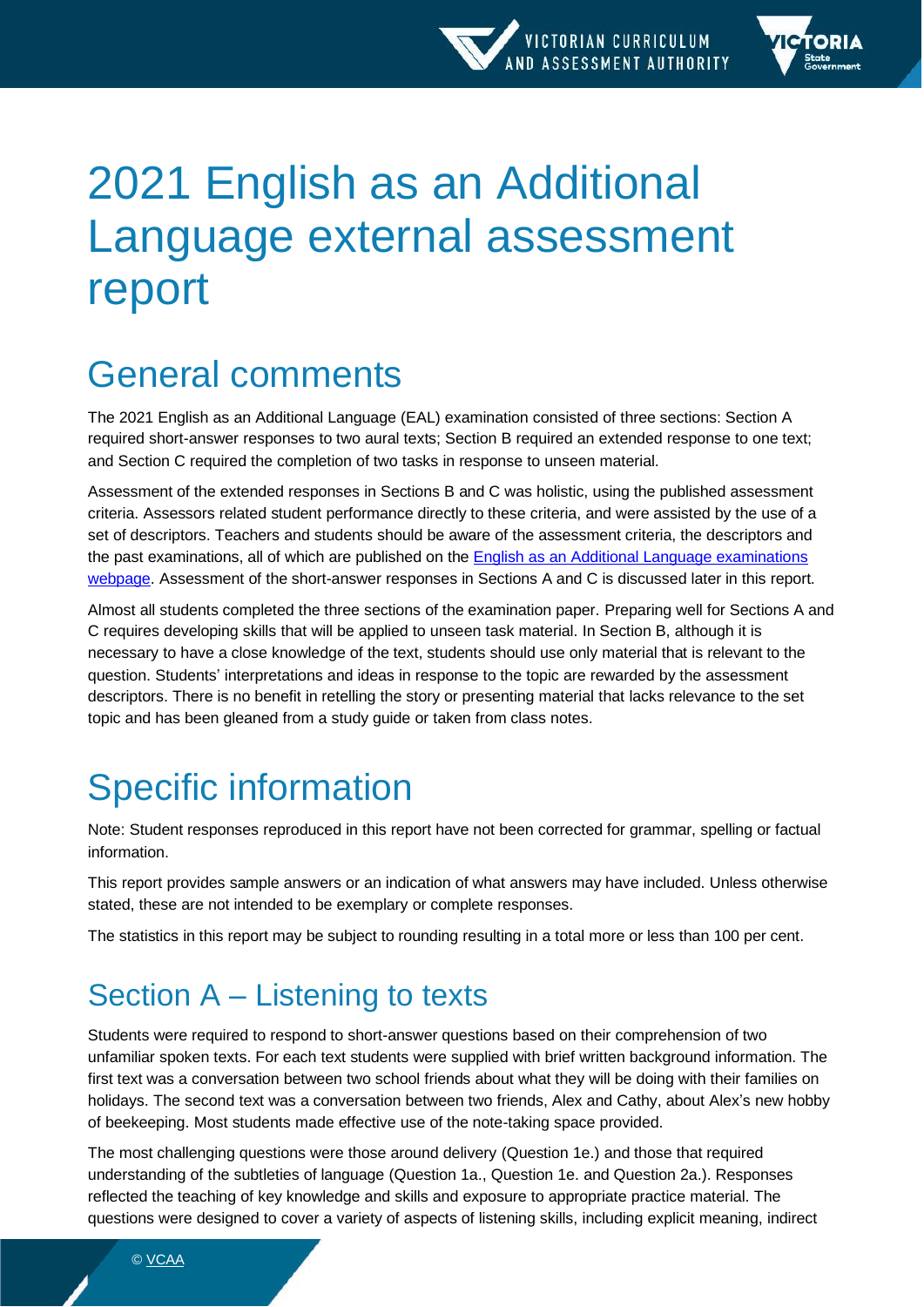# 2021 English as an Additional Language external assessment report

## General comments

The 2021 English as an Additional Language (EAL) examination consisted of three sections: Section A required short-answer responses to two aural texts; Section B required an extended response to one text; and Section C required the completion of two tasks in response to unseen material.

Assessment of the extended responses in Sections B and C was holistic, using the published assessment criteria. Assessors related student performance directly to these criteria, and were assisted by the use of a set of descriptors. Teachers and students should be aware of the assessment criteria, the descriptors and the past examinations, all of which are published on the [English as an Additional Language examinations webpage](). Assessment of the short-answer responses in Sections A and C is discussed later in this report.

Almost all students completed the three sections of the examination paper. Preparing well for Sections A and C requires developing skills that will be applied to unseen task material. In Section B, although it is necessary to have a close knowledge of the text, students should use only material that is relevant to the question. Students' interpretations and ideas in response to the topic are rewarded by the assessment descriptors. There is no benefit in retelling the story or presenting material that lacks relevance to the set topic and has been gleaned from a study guide or taken from class notes.

## Specific information

Note: Student responses reproduced in this report have not been corrected for grammar, spelling or factual information.

This report provides sample answers or an indication of what answers may have included. Unless otherwise stated, these are not intended to be exemplary or complete responses.

The statistics in this report may be subject to rounding resulting in a total more or less than 100 per cent.

### Section A – Listening to texts

Students were required to respond to short-answer questions based on their comprehension of two unfamiliar spoken texts. For each text students were supplied with brief written background information. The first text was a conversation between two school friends about what they will be doing with their families on holidays. The second text was a conversation between two friends, Alex and Cathy, about Alex's new hobby of beekeeping. Most students made effective use of the note-taking space provided.

The most challenging questions were those around delivery (Question 1e.) and those that required understanding of the subtleties of language (Question 1a., Question 1e. and Question 2a.). Responses reflected the teaching of key knowledge and skills and exposure to appropriate practice material. The questions were designed to cover a variety of aspects of listening skills, including explicit meaning, indirect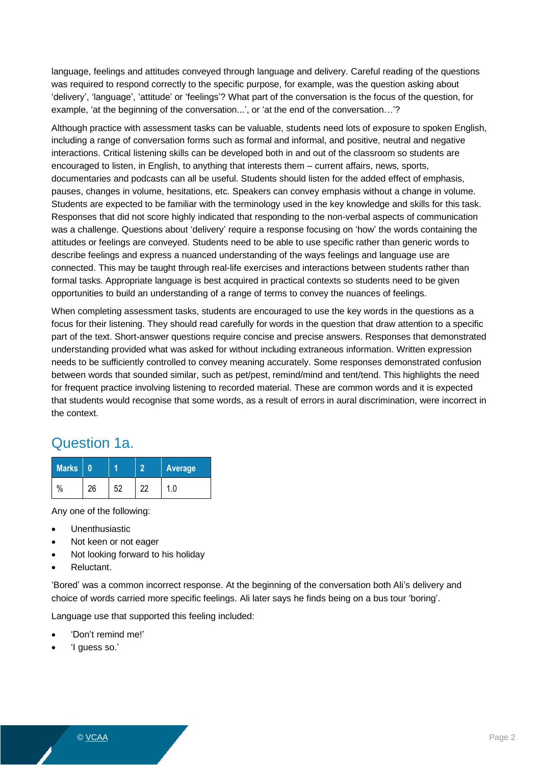language, feelings and attitudes conveyed through language and delivery. Careful reading of the questions was required to respond correctly to the specific purpose, for example, was the question asking about 'delivery', 'language', 'attitude' or 'feelings'? What part of the conversation is the focus of the question, for example, 'at the beginning of the conversation...', or 'at the end of the conversation…'?

Although practice with assessment tasks can be valuable, students need lots of exposure to spoken English, including a range of conversation forms such as formal and informal, and positive, neutral and negative interactions. Critical listening skills can be developed both in and out of the classroom so students are encouraged to listen, in English, to anything that interests them – current affairs, news, sports, documentaries and podcasts can all be useful. Students should listen for the added effect of emphasis, pauses, changes in volume, hesitations, etc. Speakers can convey emphasis without a change in volume. Students are expected to be familiar with the terminology used in the key knowledge and skills for this task. Responses that did not score highly indicated that responding to the non-verbal aspects of communication was a challenge. Questions about 'delivery' require a response focusing on 'how' the words containing the attitudes or feelings are conveyed. Students need to be able to use specific rather than generic words to describe feelings and express a nuanced understanding of the ways feelings and language use are connected. This may be taught through real-life exercises and interactions between students rather than formal tasks. Appropriate language is best acquired in practical contexts so students need to be given opportunities to build an understanding of a range of terms to convey the nuances of feelings.

When completing assessment tasks, students are encouraged to use the key words in the questions as a focus for their listening. They should read carefully for words in the question that draw attention to a specific part of the text. Short-answer questions require concise and precise answers. Responses that demonstrated understanding provided what was asked for without including extraneous information. Written expression needs to be sufficiently controlled to convey meaning accurately. Some responses demonstrated confusion between words that sounded similar, such as pet/pest, remind/mind and tent/tend. This highlights the need for frequent practice involving listening to recorded material. These are common words and it is expected that students would recognise that some words, as a result of errors in aural discrimination, were incorrect in the context.

## Question 1a.

| Marks | 0 | 1 | 2 | Average |
|---|---|---|---|---|
| % | 26 | 52 | 22 | 1.0 |

Any one of the following:

- Unenthusiastic
- Not keen or not eager
- Not looking forward to his holiday
- Reluctant.

'Bored' was a common incorrect response. At the beginning of the conversation both Ali's delivery and choice of words carried more specific feelings. Ali later says he finds being on a bus tour 'boring'.

Language use that supported this feeling included:

- 'Don't remind me!'
- 'I guess so.'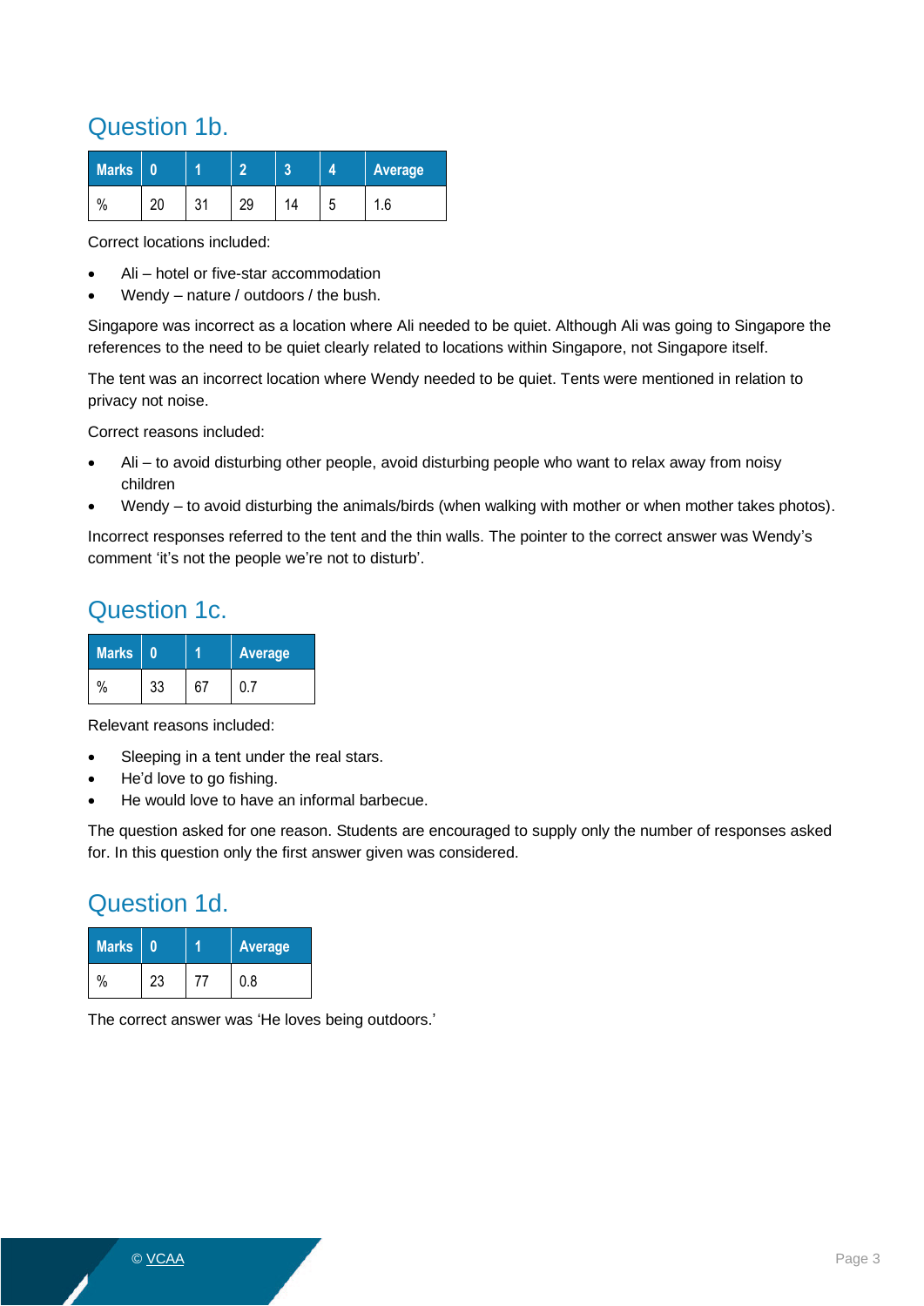## Question 1b.

| Marks | 0 | 1 | 2 | 3 | 4 | Average |
|---|---|---|---|---|---|---|
| % | 20 | 31 | 29 | 14 | 5 | 1.6 |

Correct locations included:

- Ali – hotel or five-star accommodation
- Wendy – nature / outdoors / the bush.

Singapore was incorrect as a location where Ali needed to be quiet. Although Ali was going to Singapore the references to the need to be quiet clearly related to locations within Singapore, not Singapore itself.

The tent was an incorrect location where Wendy needed to be quiet. Tents were mentioned in relation to privacy not noise.

Correct reasons included:

- Ali – to avoid disturbing other people, avoid disturbing people who want to relax away from noisy children
- Wendy – to avoid disturbing the animals/birds (when walking with mother or when mother takes photos).

Incorrect responses referred to the tent and the thin walls. The pointer to the correct answer was Wendy's comment 'it's not the people we're not to disturb'.

## Question 1c.

| Marks | 0 | 1 | Average |
|---|---|---|---|
| % | 33 | 67 | 0.7 |

Relevant reasons included:

- Sleeping in a tent under the real stars.
- He'd love to go fishing.
- He would love to have an informal barbecue.

The question asked for one reason. Students are encouraged to supply only the number of responses asked for. In this question only the first answer given was considered.

## Question 1d.

| Marks | 0 | 1 | Average |
|---|---|---|---|
| % | 23 | 77 | 0.8 |

The correct answer was 'He loves being outdoors.'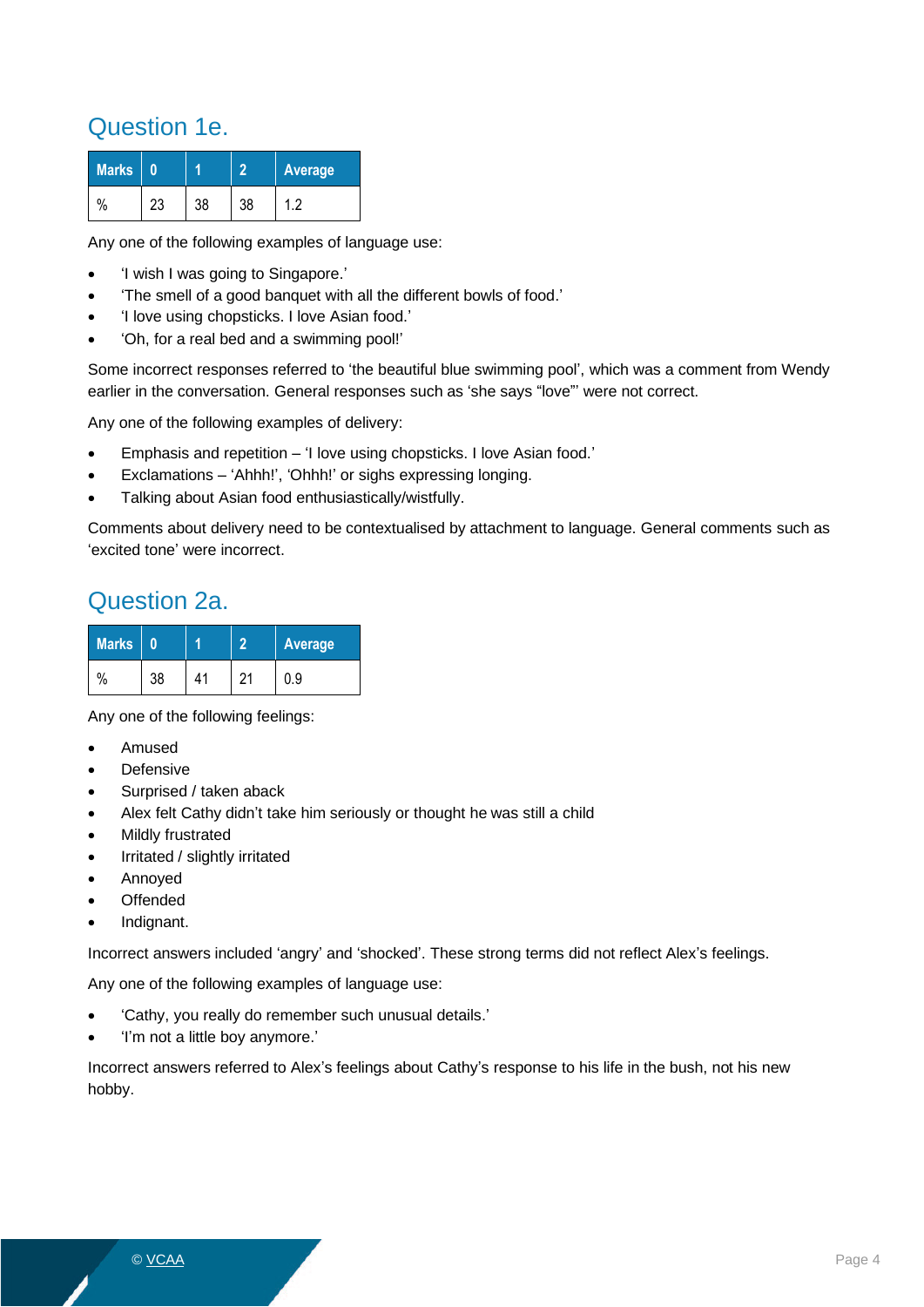## Question 1e.

| Marks | 0 | 1 | 2 | Average |
|---|---|---|---|---|
| % | 23 | 38 | 38 | 1.2 |

Any one of the following examples of language use:

- 'I wish I was going to Singapore.'
- 'The smell of a good banquet with all the different bowls of food.'
- 'I love using chopsticks. I love Asian food.'
- 'Oh, for a real bed and a swimming pool!'

Some incorrect responses referred to 'the beautiful blue swimming pool', which was a comment from Wendy earlier in the conversation. General responses such as 'she says "love"' were not correct.

Any one of the following examples of delivery:

- Emphasis and repetition – 'I love using chopsticks. I love Asian food.'
- Exclamations – 'Ahhh!', 'Ohhh!' or sighs expressing longing.
- Talking about Asian food enthusiastically/wistfully.

Comments about delivery need to be contextualised by attachment to language. General comments such as 'excited tone' were incorrect.

## Question 2a.

| Marks | 0 | 1 | 2 | Average |
|---|---|---|---|---|
| % | 38 | 41 | 21 | 0.9 |

Any one of the following feelings:

- Amused
- Defensive
- Surprised / taken aback
- Alex felt Cathy didn't take him seriously or thought he was still a child
- Mildly frustrated
- Irritated / slightly irritated
- Annoyed
- Offended
- Indignant.

Incorrect answers included 'angry' and 'shocked'. These strong terms did not reflect Alex's feelings.

Any one of the following examples of language use:

- 'Cathy, you really do remember such unusual details.'
- 'I'm not a little boy anymore.'

Incorrect answers referred to Alex's feelings about Cathy's response to his life in the bush, not his new hobby.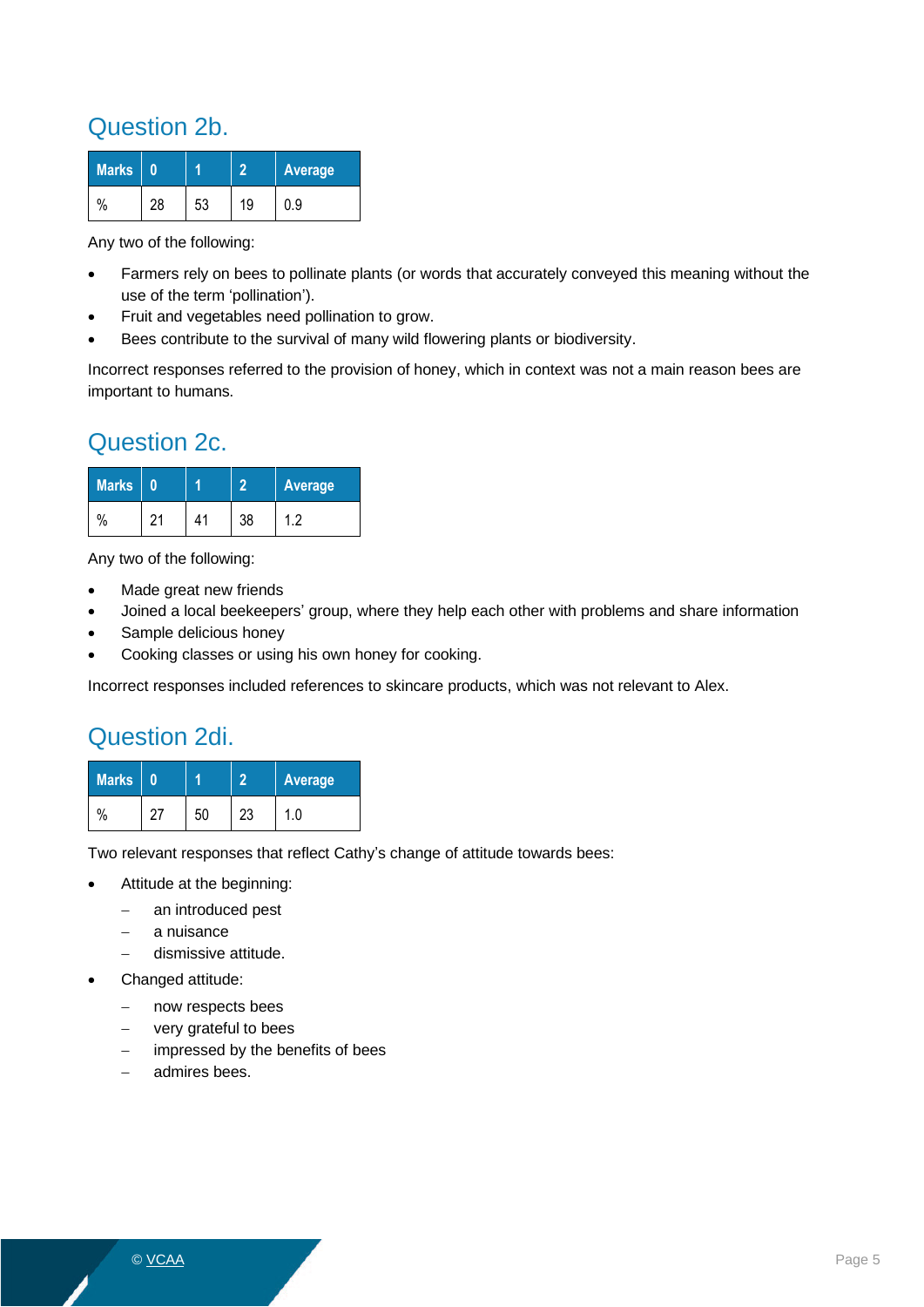## Question 2b.

| Marks | 0 | 1 | 2 | Average |
|---|---|---|---|---|
| % | 28 | 53 | 19 | 0.9 |

Any two of the following:

- Farmers rely on bees to pollinate plants (or words that accurately conveyed this meaning without the use of the term ‘pollination’).
- Fruit and vegetables need pollination to grow.
- Bees contribute to the survival of many wild flowering plants or biodiversity.

Incorrect responses referred to the provision of honey, which in context was not a main reason bees are important to humans.

## Question 2c.

| Marks | 0 | 1 | 2 | Average |
|---|---|---|---|---|
| % | 21 | 41 | 38 | 1.2 |

Any two of the following:

- Made great new friends
- Joined a local beekeepers’ group, where they help each other with problems and share information
- Sample delicious honey
- Cooking classes or using his own honey for cooking.

Incorrect responses included references to skincare products, which was not relevant to Alex.

## Question 2di.

| Marks | 0 | 1 | 2 | Average |
|---|---|---|---|---|
| % | 27 | 50 | 23 | 1.0 |

Two relevant responses that reflect Cathy’s change of attitude towards bees:

- Attitude at the beginning:
  - an introduced pest
  - a nuisance
  - dismissive attitude.
- Changed attitude:
  - now respects bees
  - very grateful to bees
  - impressed by the benefits of bees
  - admires bees.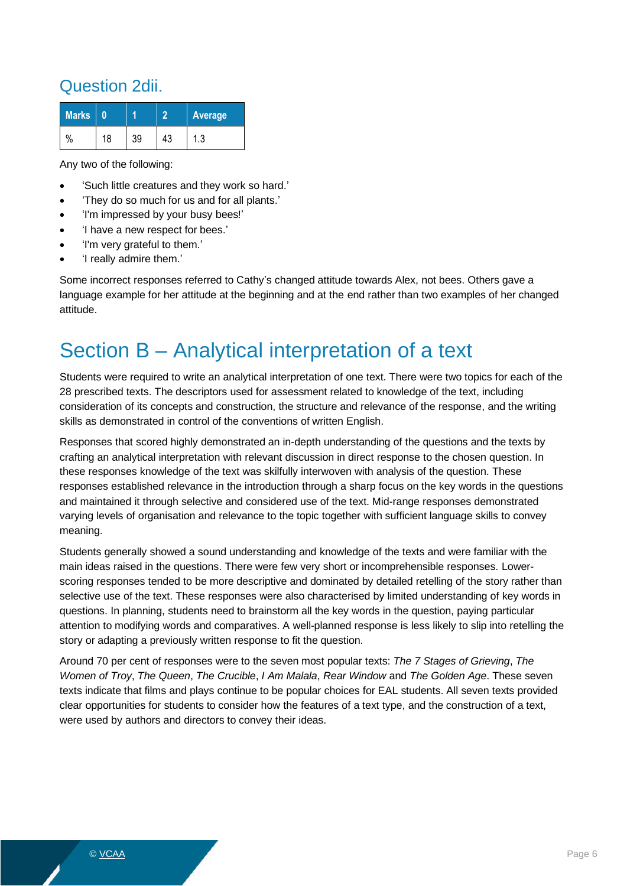### Question 2dii.

| Marks | 0 | 1 | 2 | Average |
|---|---|---|---|---|
| % | 18 | 39 | 43 | 1.3 |

Any two of the following:

- 'Such little creatures and they work so hard.'
- 'They do so much for us and for all plants.'
- 'I'm impressed by your busy bees!'
- 'I have a new respect for bees.'
- 'I'm very grateful to them.'
- 'I really admire them.'

Some incorrect responses referred to Cathy's changed attitude towards Alex, not bees. Others gave a language example for her attitude at the beginning and at the end rather than two examples of her changed attitude.

## Section B – Analytical interpretation of a text

Students were required to write an analytical interpretation of one text. There were two topics for each of the 28 prescribed texts. The descriptors used for assessment related to knowledge of the text, including consideration of its concepts and construction, the structure and relevance of the response, and the writing skills as demonstrated in control of the conventions of written English.

Responses that scored highly demonstrated an in-depth understanding of the questions and the texts by crafting an analytical interpretation with relevant discussion in direct response to the chosen question. In these responses knowledge of the text was skilfully interwoven with analysis of the question. These responses established relevance in the introduction through a sharp focus on the key words in the questions and maintained it through selective and considered use of the text. Mid-range responses demonstrated varying levels of organisation and relevance to the topic together with sufficient language skills to convey meaning.

Students generally showed a sound understanding and knowledge of the texts and were familiar with the main ideas raised in the questions. There were few very short or incomprehensible responses. Lower-scoring responses tended to be more descriptive and dominated by detailed retelling of the story rather than selective use of the text. These responses were also characterised by limited understanding of key words in questions. In planning, students need to brainstorm all the key words in the question, paying particular attention to modifying words and comparatives. A well-planned response is less likely to slip into retelling the story or adapting a previously written response to fit the question.

Around 70 per cent of responses were to the seven most popular texts: *The 7 Stages of Grieving*, *The Women of Troy*, *The Queen*, *The Crucible*, *I Am Malala*, *Rear Window* and *The Golden Age*. These seven texts indicate that films and plays continue to be popular choices for EAL students. All seven texts provided clear opportunities for students to consider how the features of a text type, and the construction of a text, were used by authors and directors to convey their ideas.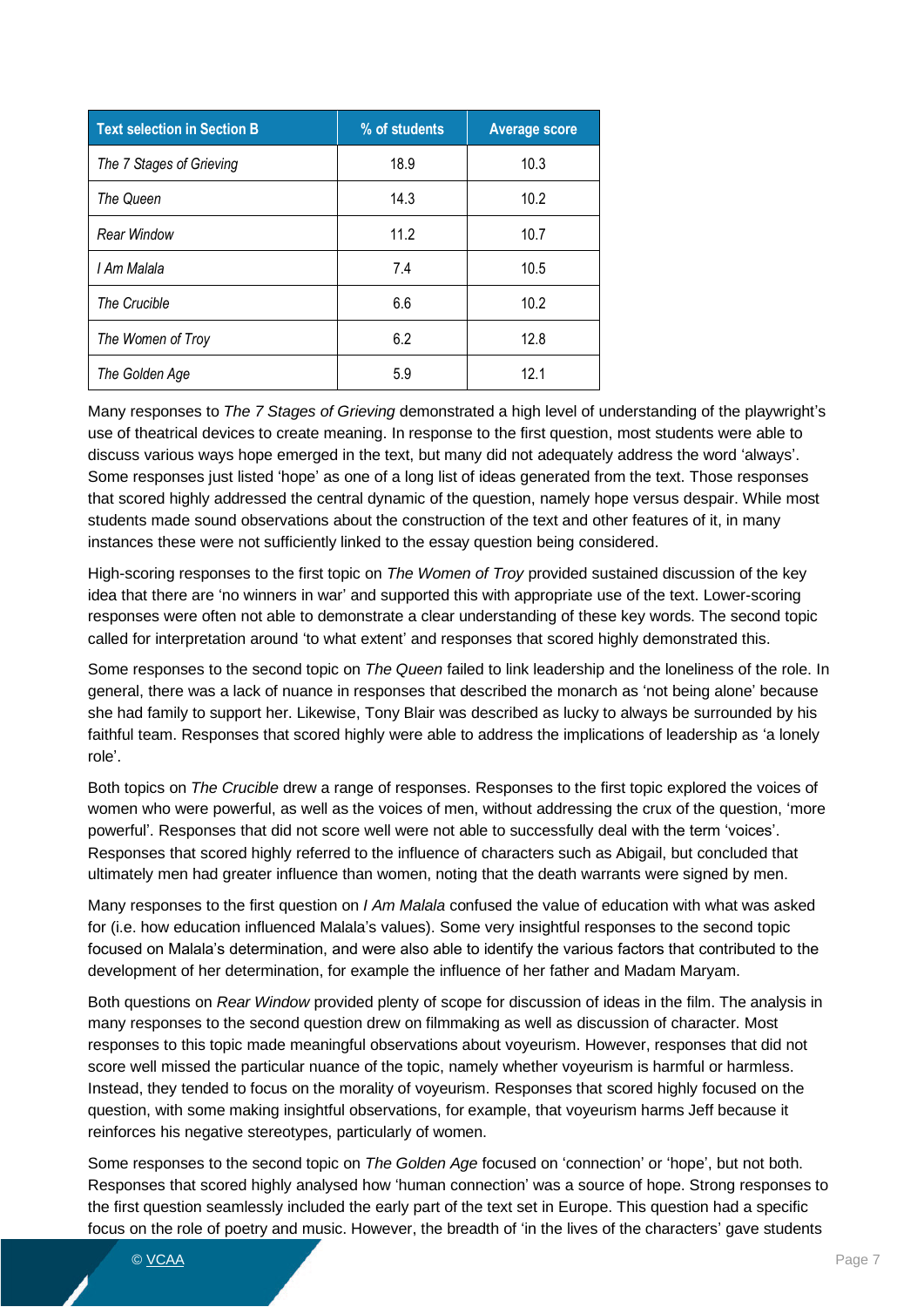| Text selection in Section B | % of students | Average score |
| --- | --- | --- |
| *The 7 Stages of Grieving* | 18.9 | 10.3 |
| *The Queen* | 14.3 | 10.2 |
| *Rear Window* | 11.2 | 10.7 |
| *I Am Malala* | 7.4 | 10.5 |
| *The Crucible* | 6.6 | 10.2 |
| *The Women of Troy* | 6.2 | 12.8 |
| *The Golden Age* | 5.9 | 12.1 |

Many responses to *The 7 Stages of Grieving* demonstrated a high level of understanding of the playwright's use of theatrical devices to create meaning. In response to the first question, most students were able to discuss various ways hope emerged in the text, but many did not adequately address the word 'always'. Some responses just listed 'hope' as one of a long list of ideas generated from the text. Those responses that scored highly addressed the central dynamic of the question, namely hope versus despair. While most students made sound observations about the construction of the text and other features of it, in many instances these were not sufficiently linked to the essay question being considered.

High-scoring responses to the first topic on *The Women of Troy* provided sustained discussion of the key idea that there are 'no winners in war' and supported this with appropriate use of the text. Lower-scoring responses were often not able to demonstrate a clear understanding of these key words. The second topic called for interpretation around 'to what extent' and responses that scored highly demonstrated this.

Some responses to the second topic on *The Queen* failed to link leadership and the loneliness of the role. In general, there was a lack of nuance in responses that described the monarch as 'not being alone' because she had family to support her. Likewise, Tony Blair was described as lucky to always be surrounded by his faithful team. Responses that scored highly were able to address the implications of leadership as 'a lonely role'.

Both topics on *The Crucible* drew a range of responses. Responses to the first topic explored the voices of women who were powerful, as well as the voices of men, without addressing the crux of the question, 'more powerful'. Responses that did not score well were not able to successfully deal with the term 'voices'. Responses that scored highly referred to the influence of characters such as Abigail, but concluded that ultimately men had greater influence than women, noting that the death warrants were signed by men.

Many responses to the first question on *I Am Malala* confused the value of education with what was asked for (i.e. how education influenced Malala's values). Some very insightful responses to the second topic focused on Malala's determination, and were also able to identify the various factors that contributed to the development of her determination, for example the influence of her father and Madam Maryam.

Both questions on *Rear Window* provided plenty of scope for discussion of ideas in the film. The analysis in many responses to the second question drew on filmmaking as well as discussion of character. Most responses to this topic made meaningful observations about voyeurism. However, responses that did not score well missed the particular nuance of the topic, namely whether voyeurism is harmful or harmless. Instead, they tended to focus on the morality of voyeurism. Responses that scored highly focused on the question, with some making insightful observations, for example, that voyeurism harms Jeff because it reinforces his negative stereotypes, particularly of women.

Some responses to the second topic on *The Golden Age* focused on 'connection' or 'hope', but not both. Responses that scored highly analysed how 'human connection' was a source of hope. Strong responses to the first question seamlessly included the early part of the text set in Europe. This question had a specific focus on the role of poetry and music. However, the breadth of 'in the lives of the characters' gave students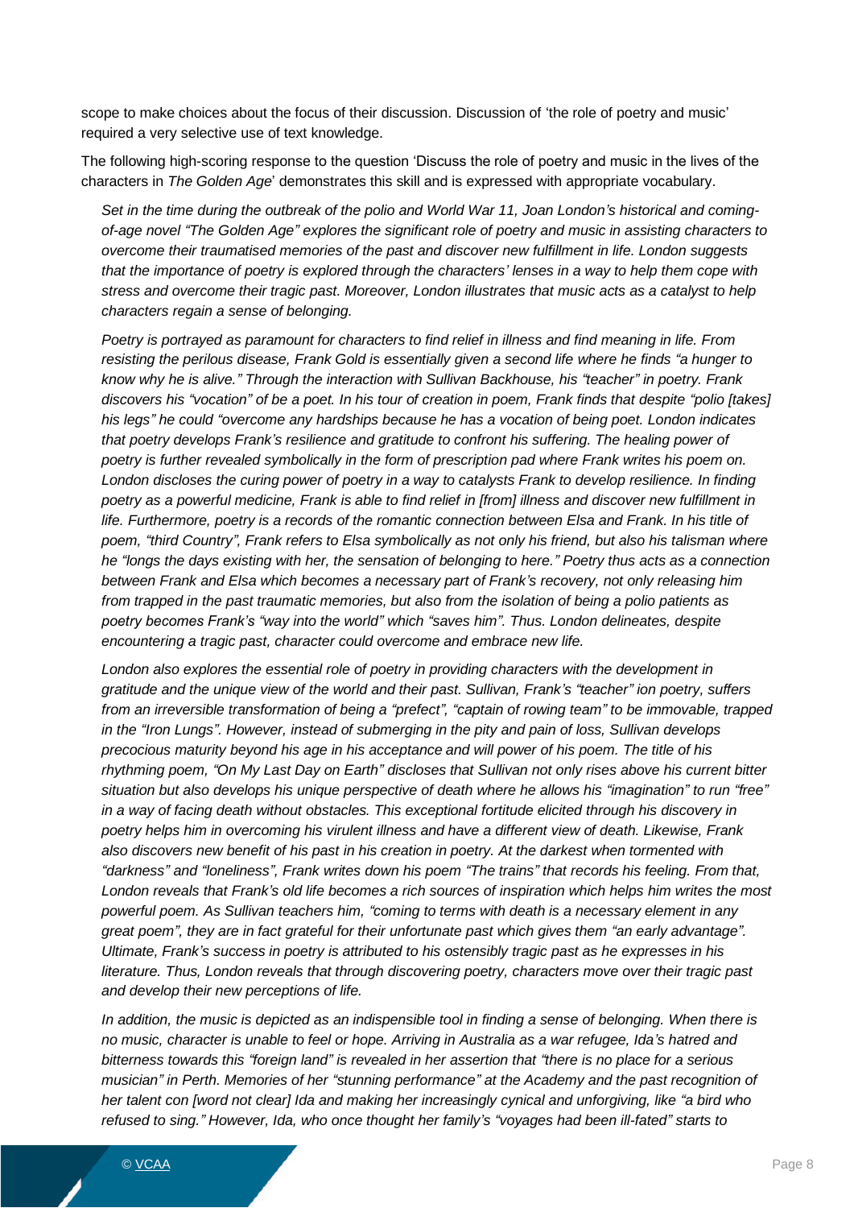scope to make choices about the focus of their discussion. Discussion of 'the role of poetry and music' required a very selective use of text knowledge.

The following high-scoring response to the question 'Discuss the role of poetry and music in the lives of the characters in *The Golden Age*' demonstrates this skill and is expressed with appropriate vocabulary.

*Set in the time during the outbreak of the polio and World War 11, Joan London's historical and coming-of-age novel "The Golden Age" explores the significant role of poetry and music in assisting characters to overcome their traumatised memories of the past and discover new fulfillment in life. London suggests that the importance of poetry is explored through the characters' lenses in a way to help them cope with stress and overcome their tragic past. Moreover, London illustrates that music acts as a catalyst to help characters regain a sense of belonging.*

*Poetry is portrayed as paramount for characters to find relief in illness and find meaning in life. From resisting the perilous disease, Frank Gold is essentially given a second life where he finds "a hunger to know why he is alive." Through the interaction with Sullivan Backhouse, his "teacher" in poetry. Frank discovers his "vocation" of be a poet. In his tour of creation in poem, Frank finds that despite "polio [takes] his legs" he could "overcome any hardships because he has a vocation of being poet. London indicates that poetry develops Frank's resilience and gratitude to confront his suffering. The healing power of poetry is further revealed symbolically in the form of prescription pad where Frank writes his poem on. London discloses the curing power of poetry in a way to catalysts Frank to develop resilience. In finding poetry as a powerful medicine, Frank is able to find relief in [from] illness and discover new fulfillment in life. Furthermore, poetry is a records of the romantic connection between Elsa and Frank. In his title of poem, "third Country", Frank refers to Elsa symbolically as not only his friend, but also his talisman where he "longs the days existing with her, the sensation of belonging to here." Poetry thus acts as a connection between Frank and Elsa which becomes a necessary part of Frank's recovery, not only releasing him from trapped in the past traumatic memories, but also from the isolation of being a polio patients as poetry becomes Frank's "way into the world" which "saves him". Thus. London delineates, despite encountering a tragic past, character could overcome and embrace new life.*

*London also explores the essential role of poetry in providing characters with the development in gratitude and the unique view of the world and their past. Sullivan, Frank's "teacher" ion poetry, suffers from an irreversible transformation of being a "prefect", "captain of rowing team" to be immovable, trapped in the "Iron Lungs". However, instead of submerging in the pity and pain of loss, Sullivan develops precocious maturity beyond his age in his acceptance and will power of his poem. The title of his rhythming poem, "On My Last Day on Earth" discloses that Sullivan not only rises above his current bitter situation but also develops his unique perspective of death where he allows his "imagination" to run "free" in a way of facing death without obstacles. This exceptional fortitude elicited through his discovery in poetry helps him in overcoming his virulent illness and have a different view of death. Likewise, Frank also discovers new benefit of his past in his creation in poetry. At the darkest when tormented with "darkness" and "loneliness", Frank writes down his poem "The trains" that records his feeling. From that, London reveals that Frank's old life becomes a rich sources of inspiration which helps him writes the most powerful poem. As Sullivan teachers him, "coming to terms with death is a necessary element in any great poem", they are in fact grateful for their unfortunate past which gives them "an early advantage". Ultimate, Frank's success in poetry is attributed to his ostensibly tragic past as he expresses in his literature. Thus, London reveals that through discovering poetry, characters move over their tragic past and develop their new perceptions of life.*

*In addition, the music is depicted as an indispensible tool in finding a sense of belonging. When there is no music, character is unable to feel or hope. Arriving in Australia as a war refugee, Ida's hatred and bitterness towards this "foreign land" is revealed in her assertion that "there is no place for a serious musician" in Perth. Memories of her "stunning performance" at the Academy and the past recognition of her talent con [word not clear] Ida and making her increasingly cynical and unforgiving, like "a bird who refused to sing." However, Ida, who once thought her family's "voyages had been ill-fated" starts to*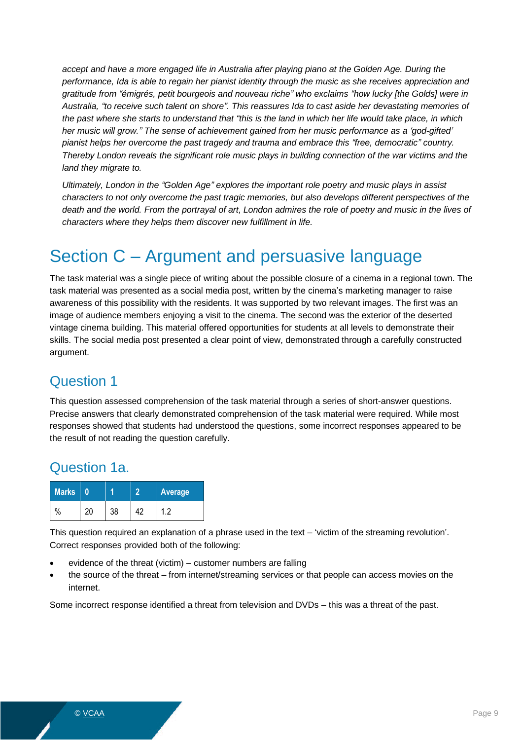*accept and have a more engaged life in Australia after playing piano at the Golden Age. During the performance, Ida is able to regain her pianist identity through the music as she receives appreciation and gratitude from "émigrés, petit bourgeois and nouveau riche" who exclaims "how lucky [the Golds] were in Australia, "to receive such talent on shore". This reassures Ida to cast aside her devastating memories of the past where she starts to understand that "this is the land in which her life would take place, in which her music will grow." The sense of achievement gained from her music performance as a 'god-gifted' pianist helps her overcome the past tragedy and trauma and embrace this "free, democratic" country. Thereby London reveals the significant role music plays in building connection of the war victims and the land they migrate to.*

*Ultimately, London in the "Golden Age" explores the important role poetry and music plays in assist characters to not only overcome the past tragic memories, but also develops different perspectives of the death and the world. From the portrayal of art, London admires the role of poetry and music in the lives of characters where they helps them discover new fulfillment in life.*

# Section C – Argument and persuasive language

The task material was a single piece of writing about the possible closure of a cinema in a regional town. The task material was presented as a social media post, written by the cinema's marketing manager to raise awareness of this possibility with the residents. It was supported by two relevant images. The first was an image of audience members enjoying a visit to the cinema. The second was the exterior of the deserted vintage cinema building. This material offered opportunities for students at all levels to demonstrate their skills. The social media post presented a clear point of view, demonstrated through a carefully constructed argument.

## Question 1

This question assessed comprehension of the task material through a series of short-answer questions. Precise answers that clearly demonstrated comprehension of the task material were required. While most responses showed that students had understood the questions, some incorrect responses appeared to be the result of not reading the question carefully.

## Question 1a.

| Marks | 0 | 1 | 2 | Average |
|---|---|---|---|---|
| % | 20 | 38 | 42 | 1.2 |

This question required an explanation of a phrase used in the text – 'victim of the streaming revolution'. Correct responses provided both of the following:

- evidence of the threat (victim) – customer numbers are falling
- the source of the threat – from internet/streaming services or that people can access movies on the internet.

Some incorrect response identified a threat from television and DVDs – this was a threat of the past.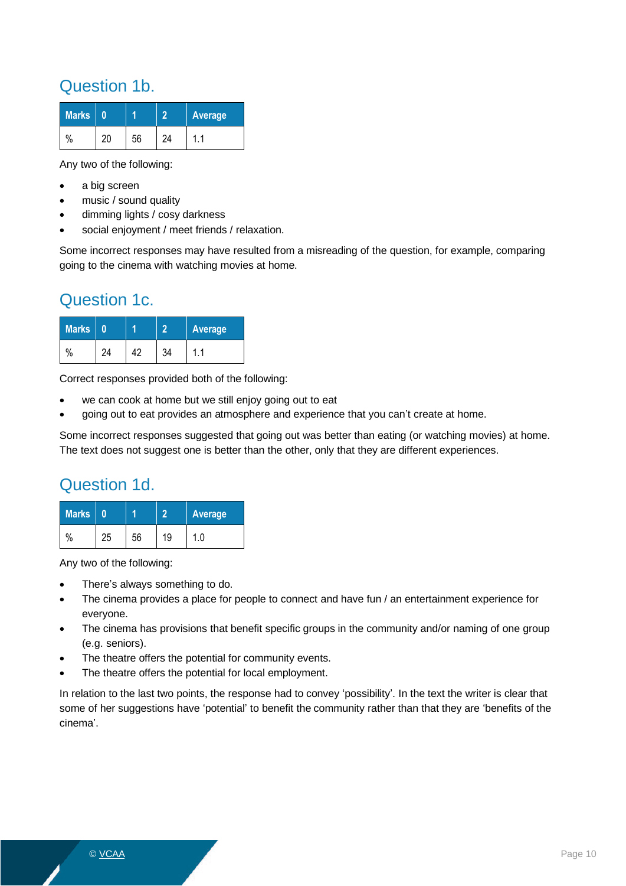## Question 1b.

| Marks | 0 | 1 | 2 | Average |
|---|---|---|---|---|
| % | 20 | 56 | 24 | 1.1 |

Any two of the following:

- a big screen
- music / sound quality
- dimming lights / cosy darkness
- social enjoyment / meet friends / relaxation.

Some incorrect responses may have resulted from a misreading of the question, for example, comparing going to the cinema with watching movies at home.

## Question 1c.

| Marks | 0 | 1 | 2 | Average |
|---|---|---|---|---|
| % | 24 | 42 | 34 | 1.1 |

Correct responses provided both of the following:

- we can cook at home but we still enjoy going out to eat
- going out to eat provides an atmosphere and experience that you can't create at home.

Some incorrect responses suggested that going out was better than eating (or watching movies) at home. The text does not suggest one is better than the other, only that they are different experiences.

## Question 1d.

| Marks | 0 | 1 | 2 | Average |
|---|---|---|---|---|
| % | 25 | 56 | 19 | 1.0 |

Any two of the following:

- There's always something to do.
- The cinema provides a place for people to connect and have fun / an entertainment experience for everyone.
- The cinema has provisions that benefit specific groups in the community and/or naming of one group (e.g. seniors).
- The theatre offers the potential for community events.
- The theatre offers the potential for local employment.

In relation to the last two points, the response had to convey 'possibility'. In the text the writer is clear that some of her suggestions have 'potential' to benefit the community rather than that they are 'benefits of the cinema'.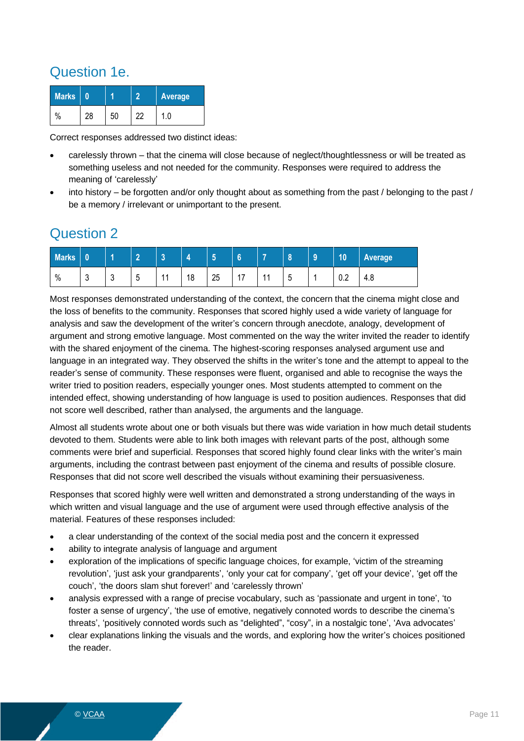## Question 1e.

| Marks | 0 | 1 | 2 | Average |
|---|---|---|---|---|
| % | 28 | 50 | 22 | 1.0 |

Correct responses addressed two distinct ideas:

- carelessly thrown – that the cinema will close because of neglect/thoughtlessness or will be treated as something useless and not needed for the community. Responses were required to address the meaning of 'carelessly'
- into history – be forgotten and/or only thought about as something from the past / belonging to the past / be a memory / irrelevant or unimportant to the present.

## Question 2

| Marks | 0 | 1 | 2 | 3 | 4 | 5 | 6 | 7 | 8 | 9 | 10 | Average |
|---|---|---|---|---|---|---|---|---|---|---|---|---|
| % | 3 | 3 | 5 | 11 | 18 | 25 | 17 | 11 | 5 | 1 | 0.2 | 4.8 |

Most responses demonstrated understanding of the context, the concern that the cinema might close and the loss of benefits to the community. Responses that scored highly used a wide variety of language for analysis and saw the development of the writer's concern through anecdote, analogy, development of argument and strong emotive language. Most commented on the way the writer invited the reader to identify with the shared enjoyment of the cinema. The highest-scoring responses analysed argument use and language in an integrated way. They observed the shifts in the writer's tone and the attempt to appeal to the reader's sense of community. These responses were fluent, organised and able to recognise the ways the writer tried to position readers, especially younger ones. Most students attempted to comment on the intended effect, showing understanding of how language is used to position audiences. Responses that did not score well described, rather than analysed, the arguments and the language.

Almost all students wrote about one or both visuals but there was wide variation in how much detail students devoted to them. Students were able to link both images with relevant parts of the post, although some comments were brief and superficial. Responses that scored highly found clear links with the writer's main arguments, including the contrast between past enjoyment of the cinema and results of possible closure. Responses that did not score well described the visuals without examining their persuasiveness.

Responses that scored highly were well written and demonstrated a strong understanding of the ways in which written and visual language and the use of argument were used through effective analysis of the material. Features of these responses included:

- a clear understanding of the context of the social media post and the concern it expressed
- ability to integrate analysis of language and argument
- exploration of the implications of specific language choices, for example, 'victim of the streaming revolution', 'just ask your grandparents', 'only your cat for company', 'get off your device', 'get off the couch', 'the doors slam shut forever!' and 'carelessly thrown'
- analysis expressed with a range of precise vocabulary, such as 'passionate and urgent in tone', 'to foster a sense of urgency', 'the use of emotive, negatively connoted words to describe the cinema's threats', 'positively connoted words such as "delighted", "cosy", in a nostalgic tone', 'Ava advocates'
- clear explanations linking the visuals and the words, and exploring how the writer's choices positioned the reader.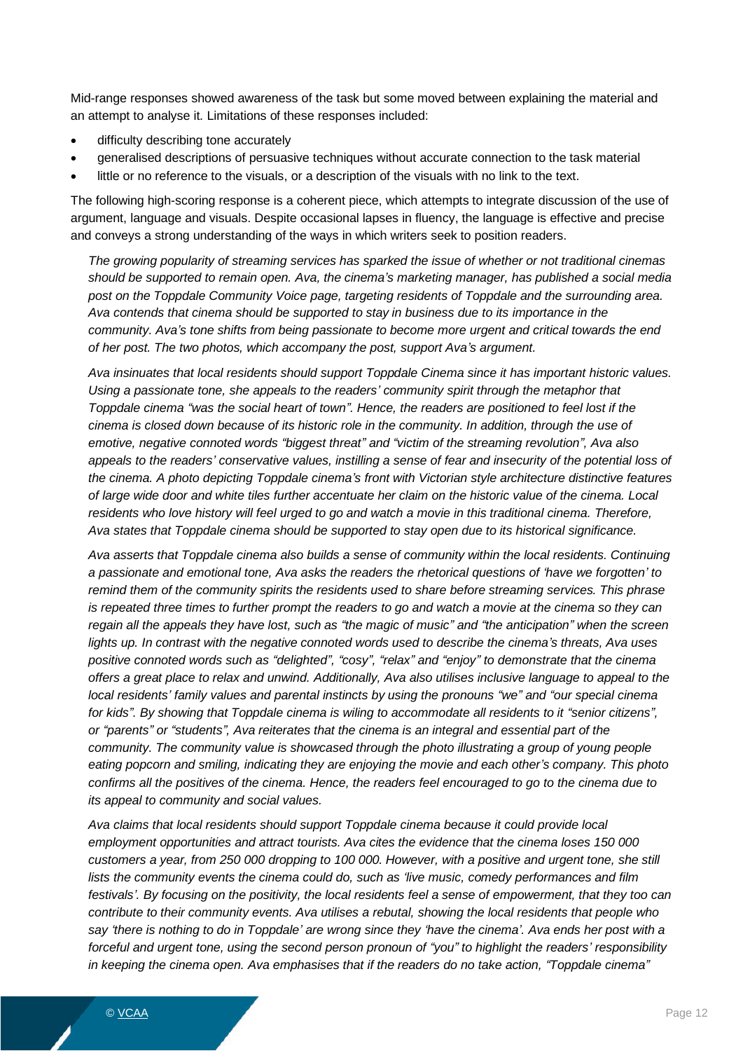Mid-range responses showed awareness of the task but some moved between explaining the material and an attempt to analyse it. Limitations of these responses included:

- difficulty describing tone accurately
- generalised descriptions of persuasive techniques without accurate connection to the task material
- little or no reference to the visuals, or a description of the visuals with no link to the text.

The following high-scoring response is a coherent piece, which attempts to integrate discussion of the use of argument, language and visuals. Despite occasional lapses in fluency, the language is effective and precise and conveys a strong understanding of the ways in which writers seek to position readers.

*The growing popularity of streaming services has sparked the issue of whether or not traditional cinemas should be supported to remain open. Ava, the cinema's marketing manager, has published a social media post on the Toppdale Community Voice page, targeting residents of Toppdale and the surrounding area. Ava contends that cinema should be supported to stay in business due to its importance in the community. Ava's tone shifts from being passionate to become more urgent and critical towards the end of her post. The two photos, which accompany the post, support Ava's argument.*

*Ava insinuates that local residents should support Toppdale Cinema since it has important historic values. Using a passionate tone, she appeals to the readers' community spirit through the metaphor that Toppdale cinema "was the social heart of town". Hence, the readers are positioned to feel lost if the cinema is closed down because of its historic role in the community. In addition, through the use of emotive, negative connoted words "biggest threat" and "victim of the streaming revolution", Ava also appeals to the readers' conservative values, instilling a sense of fear and insecurity of the potential loss of the cinema. A photo depicting Toppdale cinema's front with Victorian style architecture distinctive features of large wide door and white tiles further accentuate her claim on the historic value of the cinema. Local residents who love history will feel urged to go and watch a movie in this traditional cinema. Therefore, Ava states that Toppdale cinema should be supported to stay open due to its historical significance.*

*Ava asserts that Toppdale cinema also builds a sense of community within the local residents. Continuing a passionate and emotional tone, Ava asks the readers the rhetorical questions of 'have we forgotten' to remind them of the community spirits the residents used to share before streaming services. This phrase is repeated three times to further prompt the readers to go and watch a movie at the cinema so they can regain all the appeals they have lost, such as "the magic of music" and "the anticipation" when the screen lights up. In contrast with the negative connoted words used to describe the cinema's threats, Ava uses positive connoted words such as "delighted", "cosy", "relax" and "enjoy" to demonstrate that the cinema offers a great place to relax and unwind. Additionally, Ava also utilises inclusive language to appeal to the local residents' family values and parental instincts by using the pronouns "we" and "our special cinema for kids". By showing that Toppdale cinema is wiling to accommodate all residents to it "senior citizens", or "parents" or "students", Ava reiterates that the cinema is an integral and essential part of the community. The community value is showcased through the photo illustrating a group of young people eating popcorn and smiling, indicating they are enjoying the movie and each other's company. This photo confirms all the positives of the cinema. Hence, the readers feel encouraged to go to the cinema due to its appeal to community and social values.*

*Ava claims that local residents should support Toppdale cinema because it could provide local employment opportunities and attract tourists. Ava cites the evidence that the cinema loses 150 000 customers a year, from 250 000 dropping to 100 000. However, with a positive and urgent tone, she still lists the community events the cinema could do, such as 'live music, comedy performances and film festivals'. By focusing on the positivity, the local residents feel a sense of empowerment, that they too can contribute to their community events. Ava utilises a rebutal, showing the local residents that people who say 'there is nothing to do in Toppdale' are wrong since they 'have the cinema'. Ava ends her post with a forceful and urgent tone, using the second person pronoun of "you" to highlight the readers' responsibility in keeping the cinema open. Ava emphasises that if the readers do no take action, "Toppdale cinema"*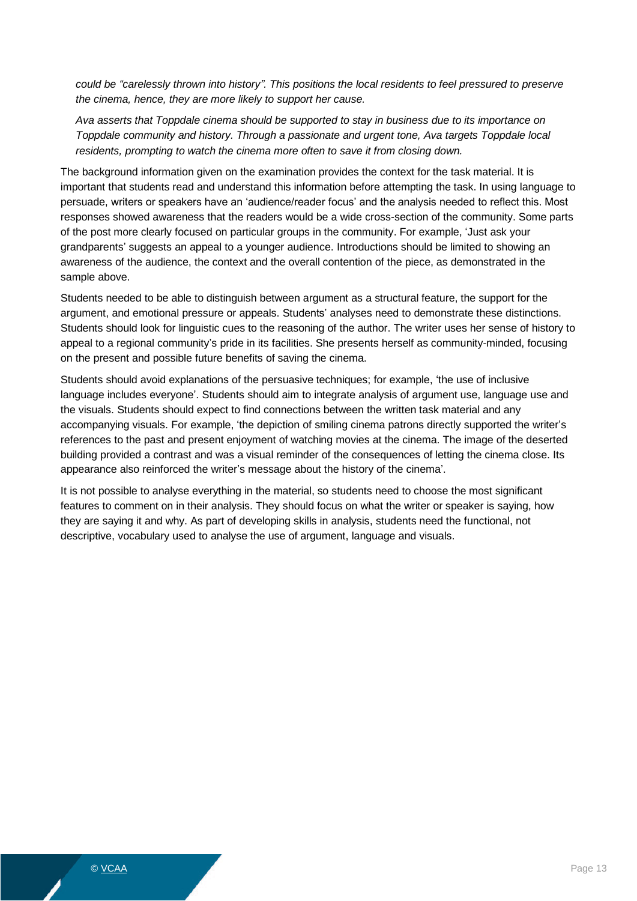*could be "carelessly thrown into history". This positions the local residents to feel pressured to preserve the cinema, hence, they are more likely to support her cause.*

*Ava asserts that Toppdale cinema should be supported to stay in business due to its importance on Toppdale community and history. Through a passionate and urgent tone, Ava targets Toppdale local residents, prompting to watch the cinema more often to save it from closing down.*

The background information given on the examination provides the context for the task material. It is important that students read and understand this information before attempting the task. In using language to persuade, writers or speakers have an 'audience/reader focus' and the analysis needed to reflect this. Most responses showed awareness that the readers would be a wide cross-section of the community. Some parts of the post more clearly focused on particular groups in the community. For example, 'Just ask your grandparents' suggests an appeal to a younger audience. Introductions should be limited to showing an awareness of the audience, the context and the overall contention of the piece, as demonstrated in the sample above.

Students needed to be able to distinguish between argument as a structural feature, the support for the argument, and emotional pressure or appeals. Students' analyses need to demonstrate these distinctions. Students should look for linguistic cues to the reasoning of the author. The writer uses her sense of history to appeal to a regional community's pride in its facilities. She presents herself as community-minded, focusing on the present and possible future benefits of saving the cinema.

Students should avoid explanations of the persuasive techniques; for example, 'the use of inclusive language includes everyone'. Students should aim to integrate analysis of argument use, language use and the visuals. Students should expect to find connections between the written task material and any accompanying visuals. For example, 'the depiction of smiling cinema patrons directly supported the writer's references to the past and present enjoyment of watching movies at the cinema. The image of the deserted building provided a contrast and was a visual reminder of the consequences of letting the cinema close. Its appearance also reinforced the writer's message about the history of the cinema'.

It is not possible to analyse everything in the material, so students need to choose the most significant features to comment on in their analysis. They should focus on what the writer or speaker is saying, how they are saying it and why. As part of developing skills in analysis, students need the functional, not descriptive, vocabulary used to analyse the use of argument, language and visuals.